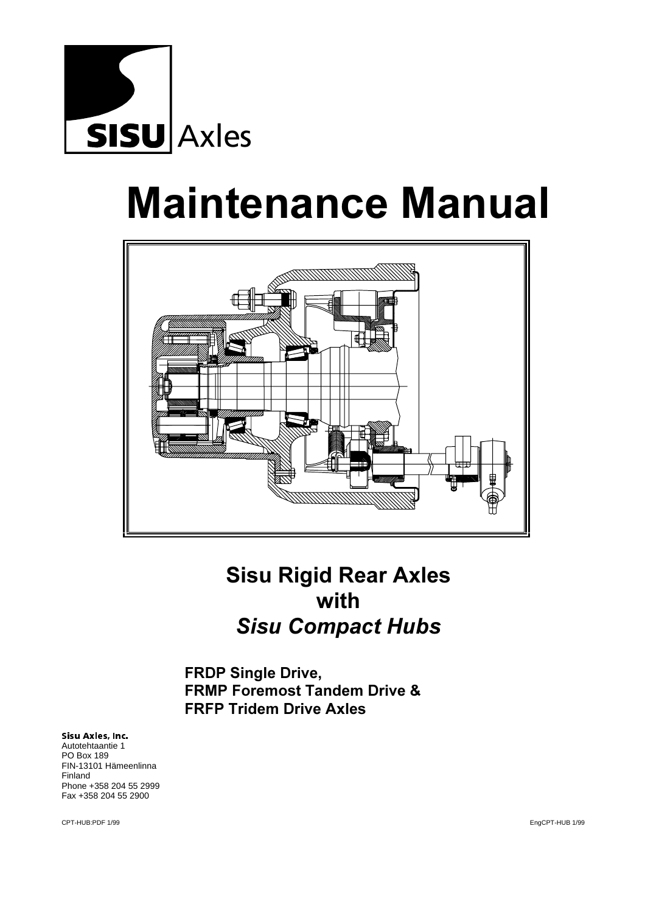SISU Axles

# Maintenance Manual

## Sisu Rigid Rear Axles with *Sisu Compact Hubs*

**FRDP Single Drive,**
**FRMP Foremost Tandem Drive &**
**FRFP Tridem Drive Axles**

**Sisu Axles, Inc.**
Autotehtaantie 1
PO Box 189
FIN-13101 Hämeenlinna
Finland
Phone +358 204 55 2999
Fax +358 204 55 2900

CPT-HUB:PDF 1/99

EngCPT-HUB 1/99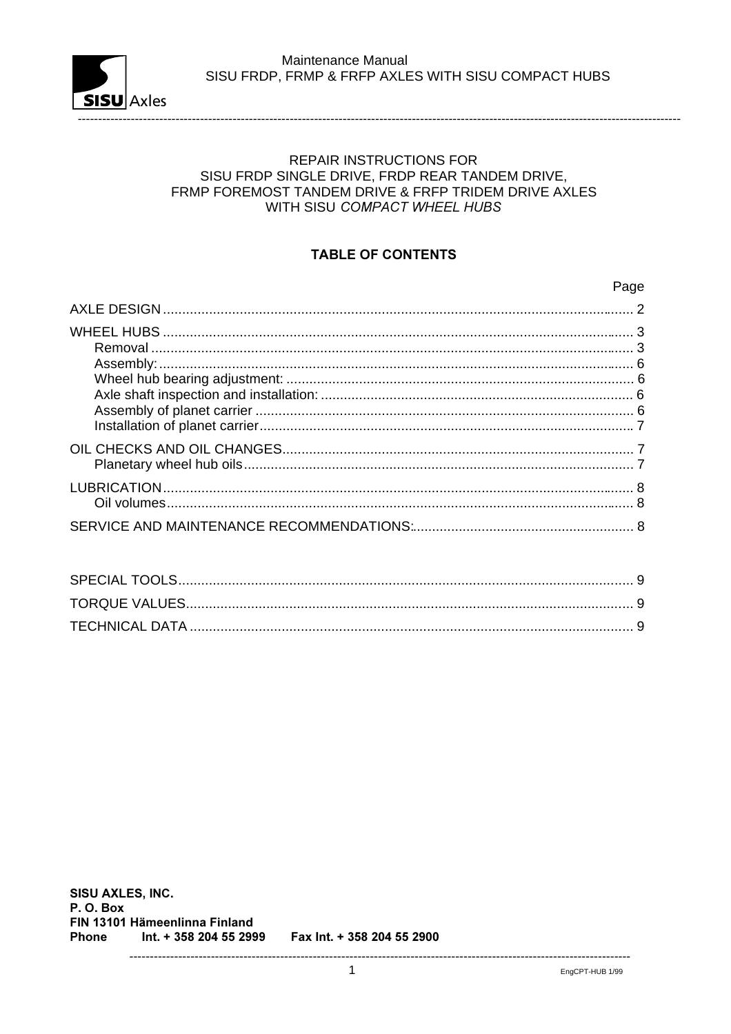REPAIR INSTRUCTIONS FOR
SISU FRDP SINGLE DRIVE, FRDP REAR TANDEM DRIVE,
FRMP FOREMOST TANDEM DRIVE & FRFP TRIDEM DRIVE AXLES
WITH SISU *COMPACT WHEEL HUBS*

## TABLE OF CONTENTS

| | Page |
|---|---|
| AXLE DESIGN | 2 |
| WHEEL HUBS | 3 |
| Removal | 3 |
| Assembly: | 6 |
| Wheel hub bearing adjustment: | 6 |
| Axle shaft inspection and installation: | 6 |
| Assembly of planet carrier | 6 |
| Installation of planet carrier | 7 |
| OIL CHECKS AND OIL CHANGES | 7 |
| Planetary wheel hub oils | 7 |
| LUBRICATION | 8 |
| Oil volumes | 8 |
| SERVICE AND MAINTENANCE RECOMMENDATIONS: | 8 |
| SPECIAL TOOLS | 9 |
| TORQUE VALUES | 9 |
| TECHNICAL DATA | 9 |

**SISU AXLES, INC.**
**P. O. Box**
**FIN 13101 Hämeenlinna Finland**
**Phone Int. + 358 204 55 2999 Fax Int. + 358 204 55 2900**

EngCPT-HUB 1/99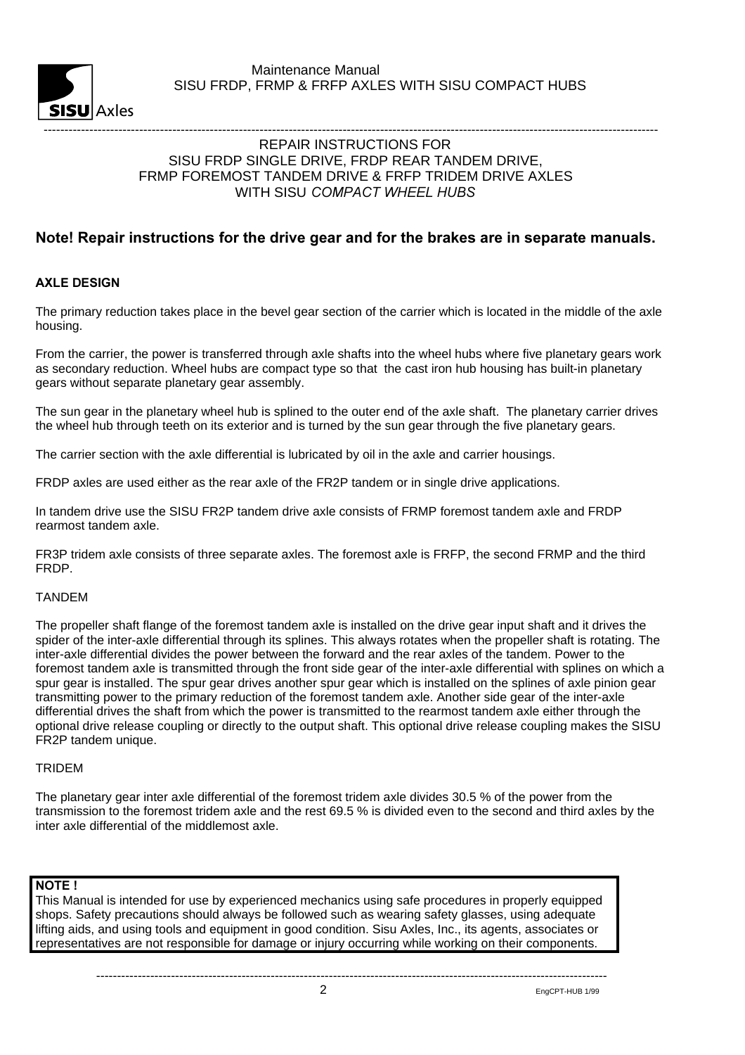REPAIR INSTRUCTIONS FOR
SISU FRDP SINGLE DRIVE, FRDP REAR TANDEM DRIVE,
FRMP FOREMOST TANDEM DRIVE & FRFP TRIDEM DRIVE AXLES
WITH SISU *COMPACT WHEEL HUBS*

**Note! Repair instructions for the drive gear and for the brakes are in separate manuals.**

**AXLE DESIGN**

The primary reduction takes place in the bevel gear section of the carrier which is located in the middle of the axle housing.

From the carrier, the power is transferred through axle shafts into the wheel hubs where five planetary gears work as secondary reduction. Wheel hubs are compact type so that the cast iron hub housing has built-in planetary gears without separate planetary gear assembly.

The sun gear in the planetary wheel hub is splined to the outer end of the axle shaft. The planetary carrier drives the wheel hub through teeth on its exterior and is turned by the sun gear through the five planetary gears.

The carrier section with the axle differential is lubricated by oil in the axle and carrier housings.

FRDP axles are used either as the rear axle of the FR2P tandem or in single drive applications.

In tandem drive use the SISU FR2P tandem drive axle consists of FRMP foremost tandem axle and FRDP rearmost tandem axle.

FR3P tridem axle consists of three separate axles. The foremost axle is FRFP, the second FRMP and the third FRDP.

TANDEM

The propeller shaft flange of the foremost tandem axle is installed on the drive gear input shaft and it drives the spider of the inter-axle differential through its splines. This always rotates when the propeller shaft is rotating. The inter-axle differential divides the power between the forward and the rear axles of the tandem. Power to the foremost tandem axle is transmitted through the front side gear of the inter-axle differential with splines on which a spur gear is installed. The spur gear drives another spur gear which is installed on the splines of axle pinion gear transmitting power to the primary reduction of the foremost tandem axle. Another side gear of the inter-axle differential drives the shaft from which the power is transmitted to the rearmost tandem axle either through the optional drive release coupling or directly to the output shaft. This optional drive release coupling makes the SISU FR2P tandem unique.

TRIDEM

The planetary gear inter axle differential of the foremost tridem axle divides 30.5 % of the power from the transmission to the foremost tridem axle and the rest 69.5 % is divided even to the second and third axles by the inter axle differential of the middlemost axle.

**NOTE !**
This Manual is intended for use by experienced mechanics using safe procedures in properly equipped shops. Safety precautions should always be followed such as wearing safety glasses, using adequate lifting aids, and using tools and equipment in good condition. Sisu Axles, Inc., its agents, associates or representatives are not responsible for damage or injury occurring while working on their components.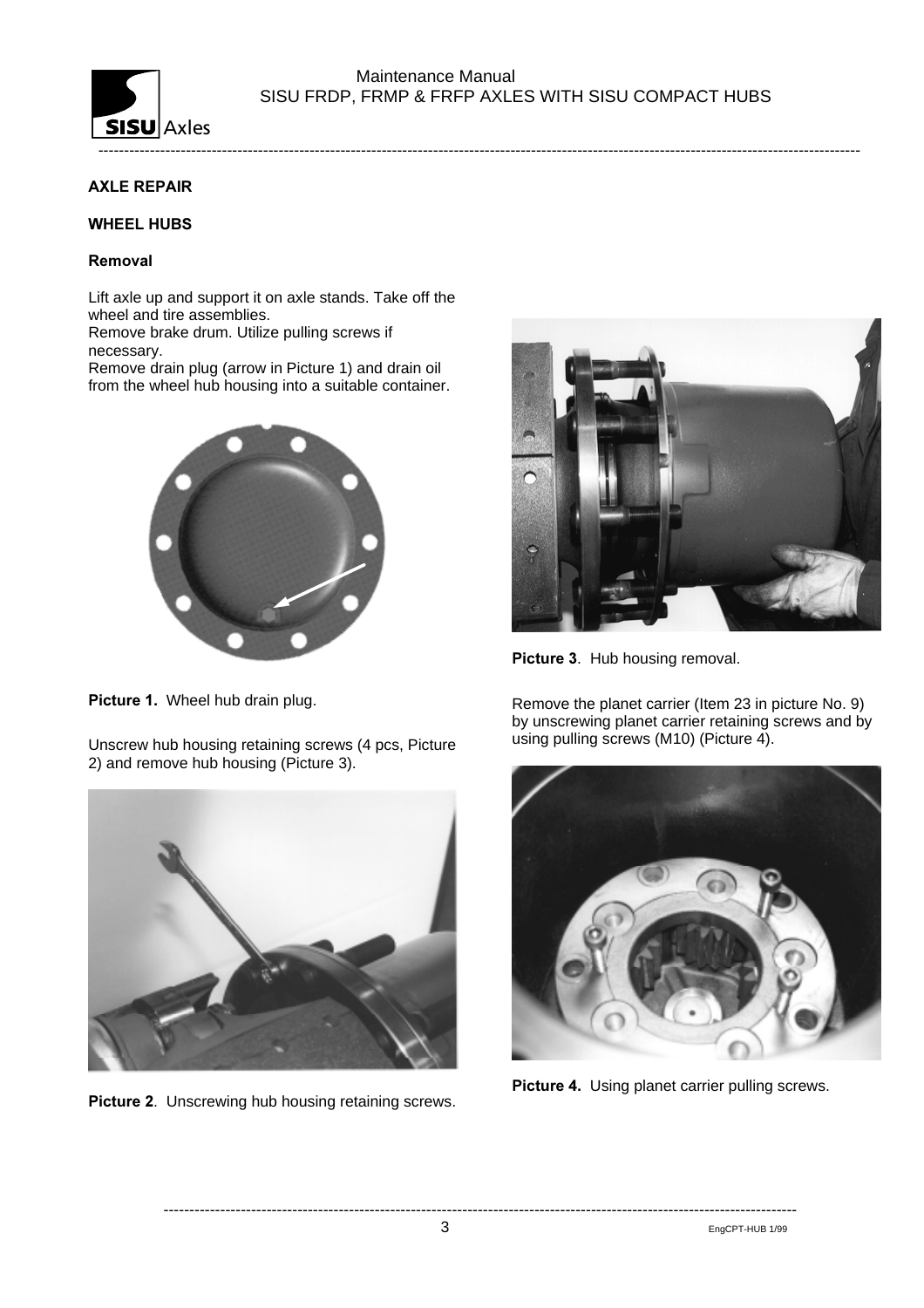## AXLE REPAIR

### WHEEL HUBS

#### Removal

Lift axle up and support it on axle stands. Take off the wheel and tire assemblies.
Remove brake drum. Utilize pulling screws if necessary.
Remove drain plug (arrow in Picture 1) and drain oil from the wheel hub housing into a suitable container.

**Picture 1.** Wheel hub drain plug.

Unscrew hub housing retaining screws (4 pcs, Picture 2) and remove hub housing (Picture 3).

**Picture 2**. Unscrewing hub housing retaining screws.

**Picture 3**. Hub housing removal.

Remove the planet carrier (Item 23 in picture No. 9) by unscrewing planet carrier retaining screws and by using pulling screws (M10) (Picture 4).

**Picture 4.** Using planet carrier pulling screws.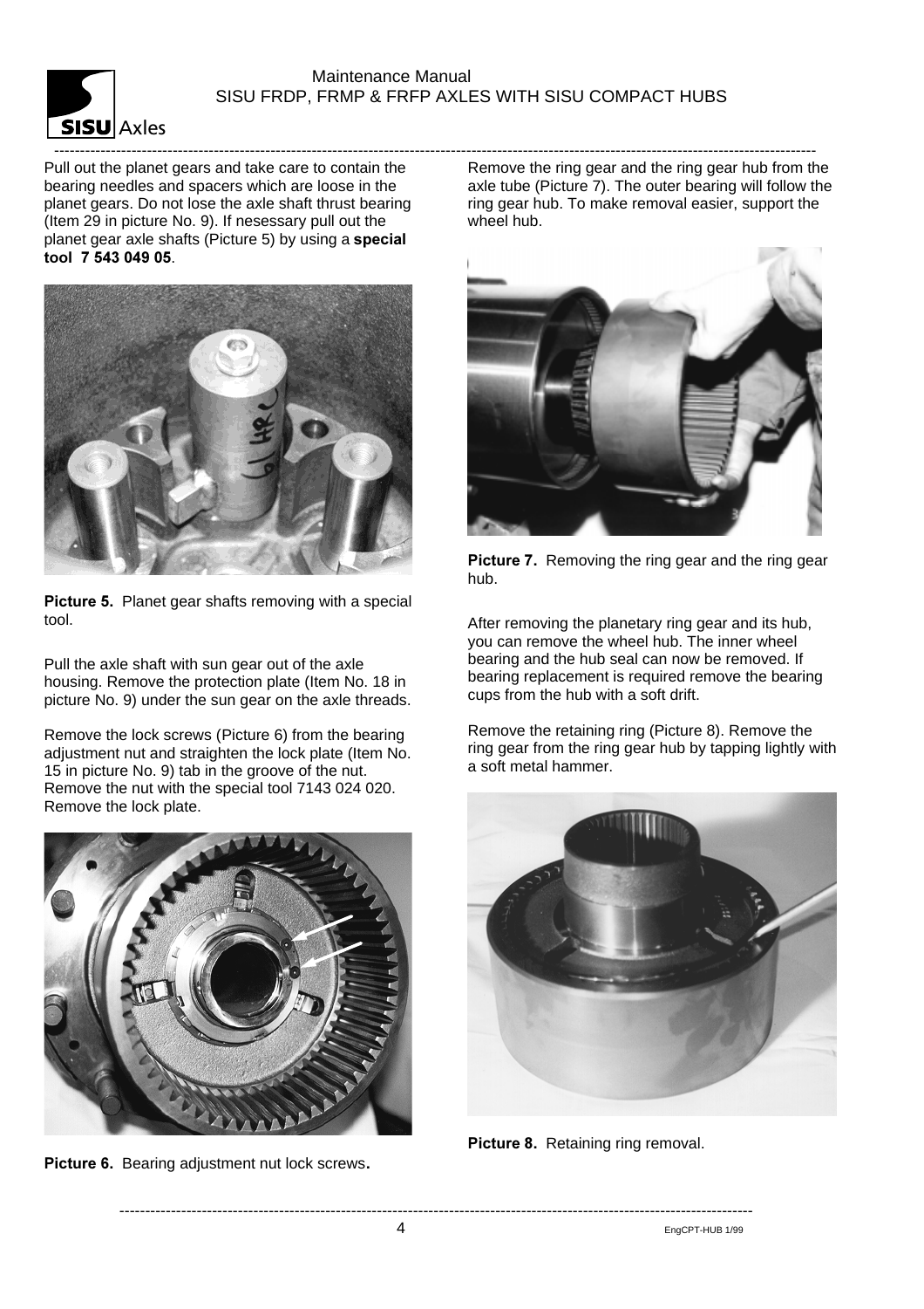Pull out the planet gears and take care to contain the bearing needles and spacers which are loose in the planet gears. Do not lose the axle shaft thrust bearing (Item 29 in picture No. 9). If nesessary pull out the planet gear axle shafts (Picture 5) by using a **special tool 7 543 049 05**.

**Picture 5.** Planet gear shafts removing with a special tool.

Pull the axle shaft with sun gear out of the axle housing. Remove the protection plate (Item No. 18 in picture No. 9) under the sun gear on the axle threads.

Remove the lock screws (Picture 6) from the bearing adjustment nut and straighten the lock plate (Item No. 15 in picture No. 9) tab in the groove of the nut. Remove the nut with the special tool 7143 024 020. Remove the lock plate.

**Picture 6.** Bearing adjustment nut lock screws.

Remove the ring gear and the ring gear hub from the axle tube (Picture 7). The outer bearing will follow the ring gear hub. To make removal easier, support the wheel hub.

**Picture 7.** Removing the ring gear and the ring gear hub.

After removing the planetary ring gear and its hub, you can remove the wheel hub. The inner wheel bearing and the hub seal can now be removed. If bearing replacement is required remove the bearing cups from the hub with a soft drift.

Remove the retaining ring (Picture 8). Remove the ring gear from the ring gear hub by tapping lightly with a soft metal hammer.

**Picture 8.** Retaining ring removal.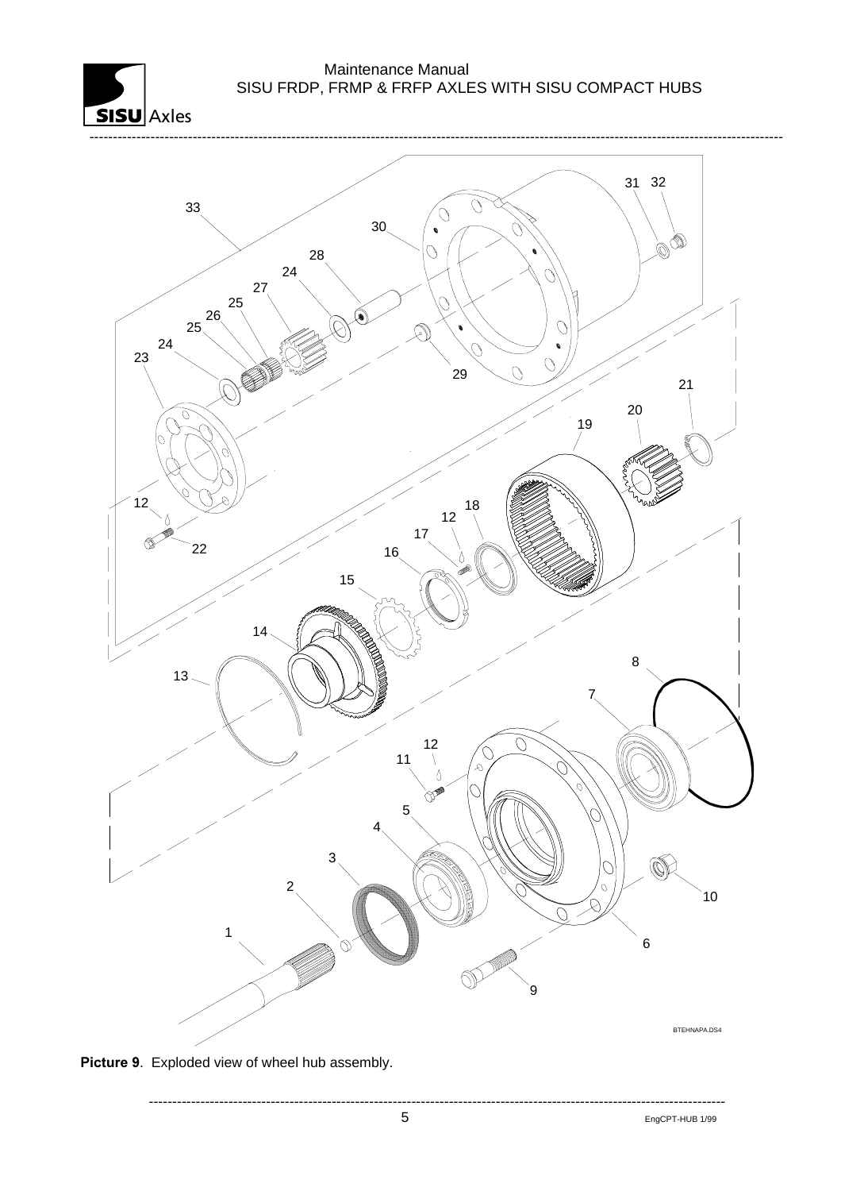**Picture 9**. Exploded view of wheel hub assembly.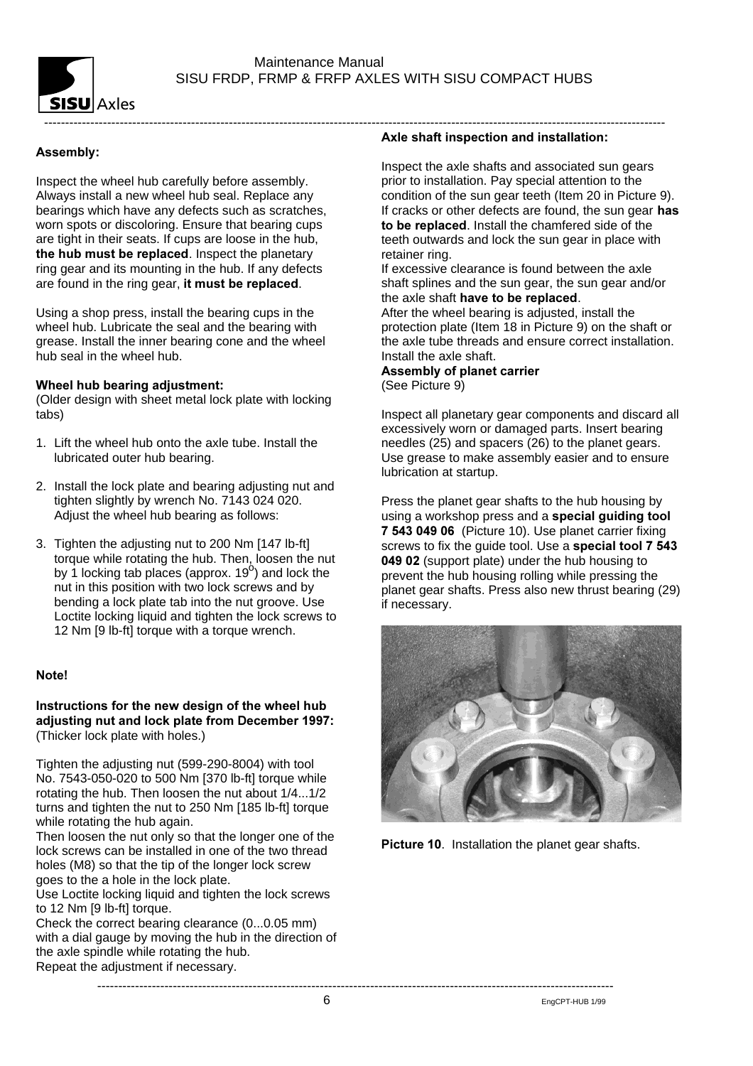## Assembly:

Inspect the wheel hub carefully before assembly. Always install a new wheel hub seal. Replace any bearings which have any defects such as scratches, worn spots or discoloring. Ensure that bearing cups are tight in their seats. If cups are loose in the hub, **the hub must be replaced**. Inspect the planetary ring gear and its mounting in the hub. If any defects are found in the ring gear, **it must be replaced**.

Using a shop press, install the bearing cups in the wheel hub. Lubricate the seal and the bearing with grease. Install the inner bearing cone and the wheel hub seal in the wheel hub.

### Wheel hub bearing adjustment:

(Older design with sheet metal lock plate with locking tabs)

1. Lift the wheel hub onto the axle tube. Install the lubricated outer hub bearing.
2. Install the lock plate and bearing adjusting nut and tighten slightly by wrench No. 7143 024 020. Adjust the wheel hub bearing as follows:
3. Tighten the adjusting nut to 200 Nm [147 lb-ft] torque while rotating the hub. Then, loosen the nut by 1 locking tab places (approx. $19^0$) and lock the nut in this position with two lock screws and by bending a lock plate tab into the nut groove. Use Loctite locking liquid and tighten the lock screws to 12 Nm [9 lb-ft] torque with a torque wrench.

**Note!**

**Instructions for the new design of the wheel hub adjusting nut and lock plate from December 1997:**
(Thicker lock plate with holes.)

Tighten the adjusting nut (599-290-8004) with tool No. 7543-050-020 to 500 Nm [370 lb-ft] torque while rotating the hub. Then loosen the nut about 1/4...1/2 turns and tighten the nut to 250 Nm [185 lb-ft] torque while rotating the hub again.
Then loosen the nut only so that the longer one of the lock screws can be installed in one of the two thread holes (M8) so that the tip of the longer lock screw goes to the a hole in the lock plate.
Use Loctite locking liquid and tighten the lock screws to 12 Nm [9 lb-ft] torque.
Check the correct bearing clearance (0...0.05 mm) with a dial gauge by moving the hub in the direction of the axle spindle while rotating the hub.
Repeat the adjustment if necessary.

### Axle shaft inspection and installation:

Inspect the axle shafts and associated sun gears prior to installation. Pay special attention to the condition of the sun gear teeth (Item 20 in Picture 9). If cracks or other defects are found, the sun gear **has to be replaced**. Install the chamfered side of the teeth outwards and lock the sun gear in place with retainer ring.
If excessive clearance is found between the axle shaft splines and the sun gear, the sun gear and/or the axle shaft **have to be replaced**.
After the wheel bearing is adjusted, install the protection plate (Item 18 in Picture 9) on the shaft or the axle tube threads and ensure correct installation. Install the axle shaft.

### Assembly of planet carrier

(See Picture 9)

Inspect all planetary gear components and discard all excessively worn or damaged parts. Insert bearing needles (25) and spacers (26) to the planet gears. Use grease to make assembly easier and to ensure lubrication at startup.

Press the planet gear shafts to the hub housing by using a workshop press and a **special guiding tool 7 543 049 06** (Picture 10). Use planet carrier fixing screws to fix the guide tool. Use a **special tool 7 543 049 02** (support plate) under the hub housing to prevent the hub housing rolling while pressing the planet gear shafts. Press also new thrust bearing (29) if necessary.

**Picture 10**. Installation the planet gear shafts.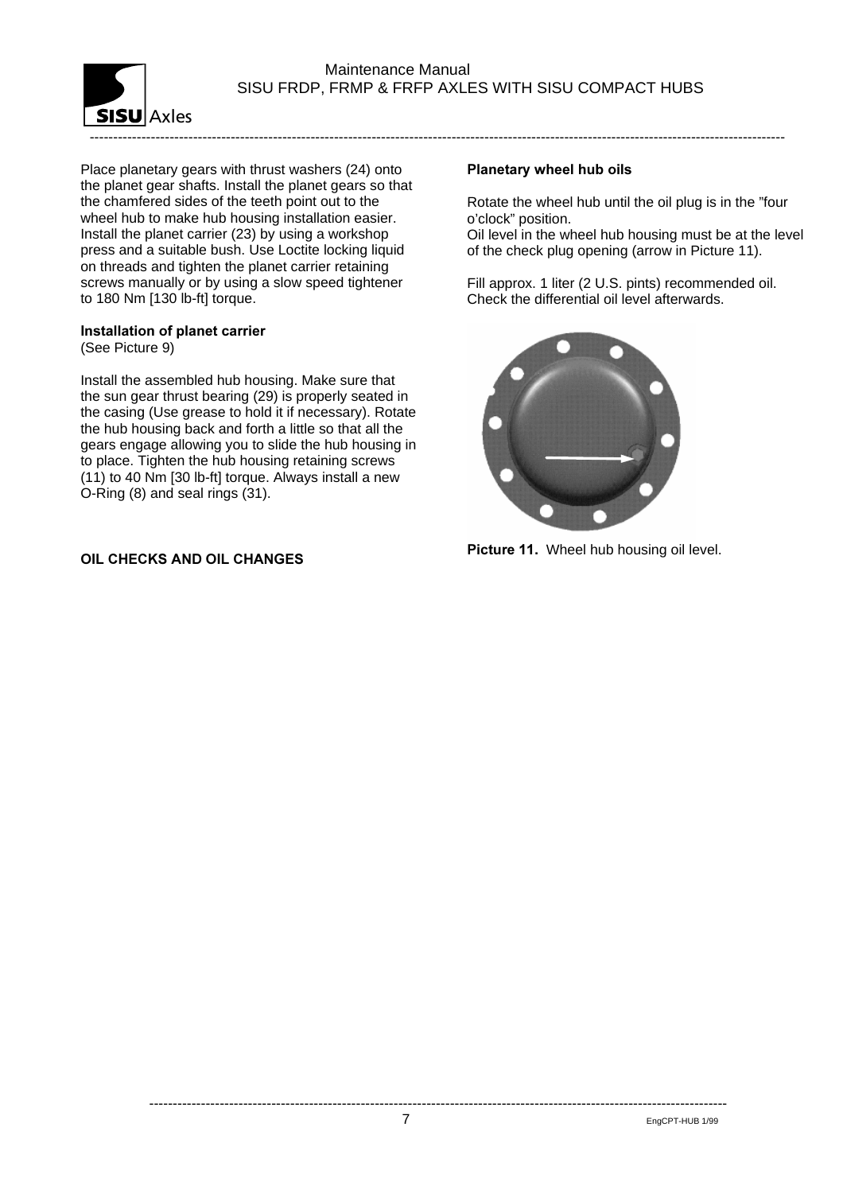Place planetary gears with thrust washers (24) onto the planet gear shafts. Install the planet gears so that the chamfered sides of the teeth point out to the wheel hub to make hub housing installation easier. Install the planet carrier (23) by using a workshop press and a suitable bush. Use Loctite locking liquid on threads and tighten the planet carrier retaining screws manually or by using a slow speed tightener to 180 Nm [130 lb-ft] torque.

**Installation of planet carrier**
(See Picture 9)

Install the assembled hub housing. Make sure that the sun gear thrust bearing (29) is properly seated in the casing (Use grease to hold it if necessary). Rotate the hub housing back and forth a little so that all the gears engage allowing you to slide the hub housing in to place. Tighten the hub housing retaining screws (11) to 40 Nm [30 lb-ft] torque. Always install a new O-Ring (8) and seal rings (31).

## OIL CHECKS AND OIL CHANGES

**Planetary wheel hub oils**

Rotate the wheel hub until the oil plug is in the "four o'clock" position.
Oil level in the wheel hub housing must be at the level of the check plug opening (arrow in Picture 11).

Fill approx. 1 liter (2 U.S. pints) recommended oil. Check the differential oil level afterwards.

**Picture 11.** Wheel hub housing oil level.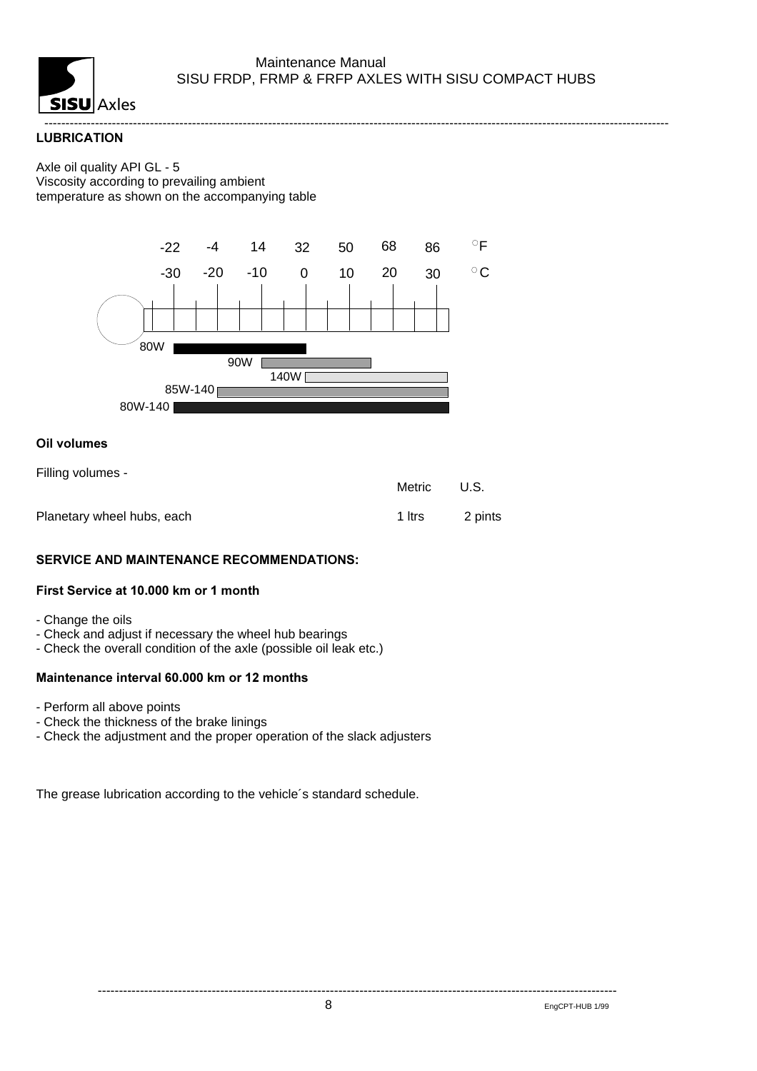## LUBRICATION

Axle oil quality API GL - 5
Viscosity according to prevailing ambient
temperature as shown on the accompanying table

| °F | -22 | -4 | 14 | 32 | 50 | 68 | 86 |
|---|---|---|---|---|---|---|---|
| °C | -30 | -20 | -10 | 0 | 10 | 20 | 30 |

80W

90W

140W

85W-140

80W-140

### Oil volumes

Filling volumes -

| | Metric | U.S. |
|---|---|---|
| Planetary wheel hubs, each | 1 ltrs | 2 pints |

### SERVICE AND MAINTENANCE RECOMMENDATIONS:

**First Service at 10.000 km or 1 month**

- Change the oils
- Check and adjust if necessary the wheel hub bearings
- Check the overall condition of the axle (possible oil leak etc.)

**Maintenance interval 60.000 km or 12 months**

- Perform all above points
- Check the thickness of the brake linings
- Check the adjustment and the proper operation of the slack adjusters

The grease lubrication according to the vehicle´s standard schedule.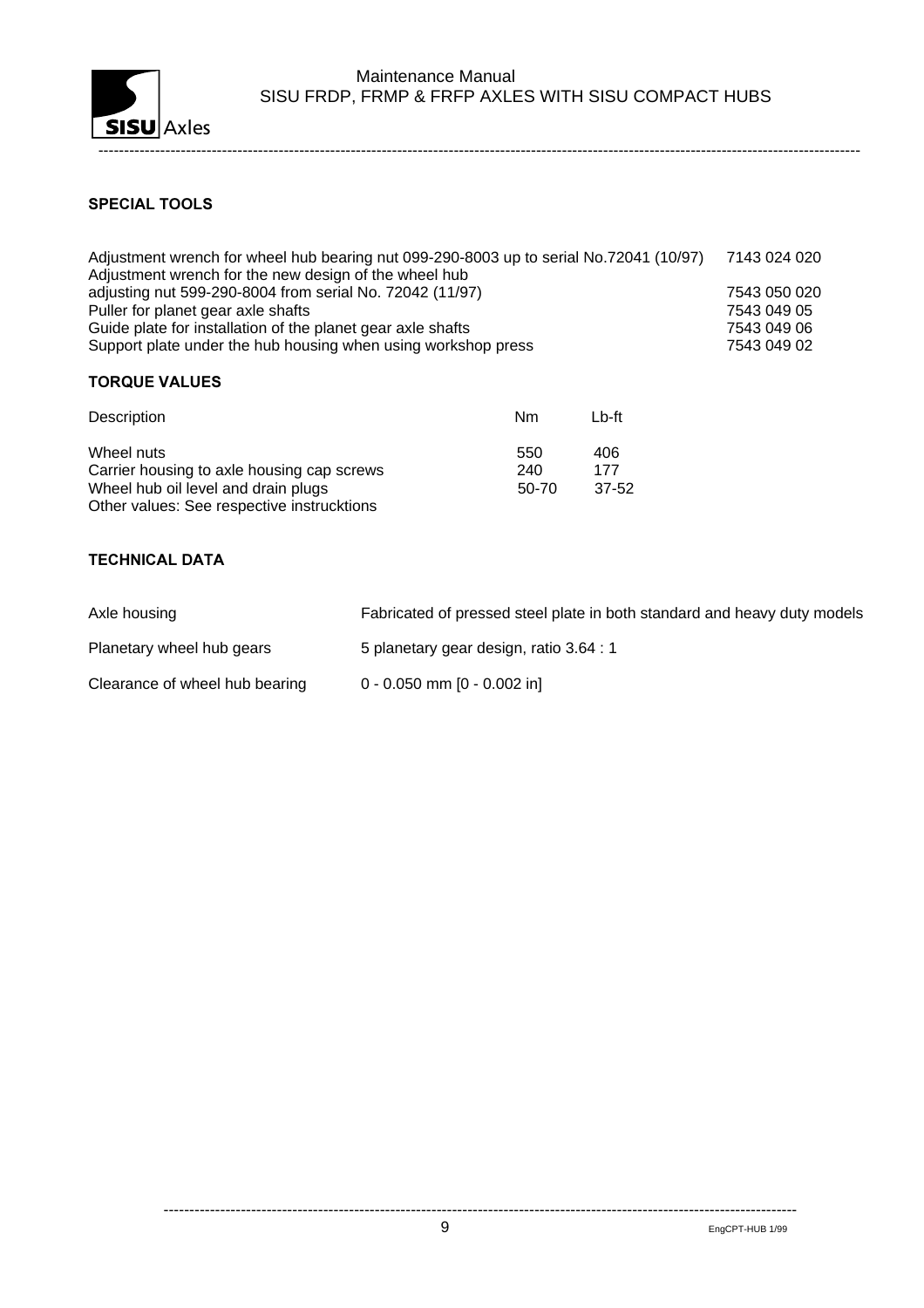## SPECIAL TOOLS

| | |
|---|---|
| Adjustment wrench for wheel hub bearing nut 099-290-8003 up to serial No.72041 (10/97) | 7143 024 020 |
| Adjustment wrench for the new design of the wheel hub adjusting nut 599-290-8004 from serial No. 72042 (11/97) | 7543 050 020 |
| Puller for planet gear axle shafts | 7543 049 05 |
| Guide plate for installation of the planet gear axle shafts | 7543 049 06 |
| Support plate under the hub housing when using workshop press | 7543 049 02 |

## TORQUE VALUES

| Description | Nm | Lb-ft |
|---|---|---|
| Wheel nuts | 550 | 406 |
| Carrier housing to axle housing cap screws | 240 | 177 |
| Wheel hub oil level and drain plugs | 50-70 | 37-52 |
| Other values: See respective instrucktions | | |

## TECHNICAL DATA

| | |
|---|---|
| Axle housing | Fabricated of pressed steel plate in both standard and heavy duty models |
| Planetary wheel hub gears | 5 planetary gear design, ratio 3.64 : 1 |
| Clearance of wheel hub bearing | 0 - 0.050 mm [0 - 0.002 in] |